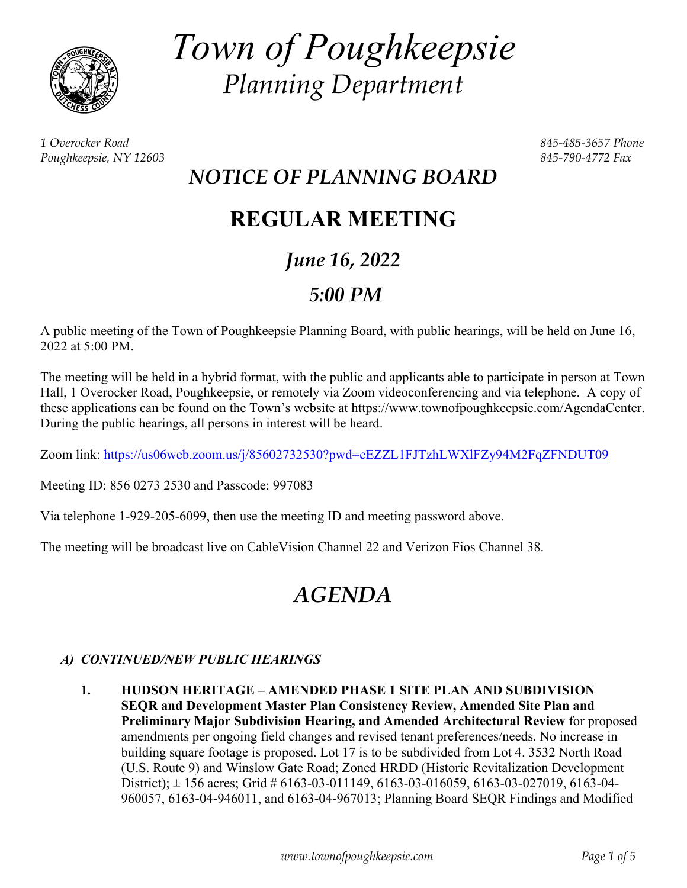# *Town of Poughkeepsie*

## *Planning Department*

*1 Overocker Road*
*Poughkeepsie, NY 12603*

*845-485-3657 Phone*
*845-790-4772 Fax*

## *NOTICE OF PLANNING BOARD*

# REGULAR MEETING

## *June 16, 2022*

## *5:00 PM*

A public meeting of the Town of Poughkeepsie Planning Board, with public hearings, will be held on June 16, 2022 at 5:00 PM.

The meeting will be held in a hybrid format, with the public and applicants able to participate in person at Town Hall, 1 Overocker Road, Poughkeepsie, or remotely via Zoom videoconferencing and via telephone. A copy of these applications can be found on the Town's website at https://www.townofpoughkeepsie.com/AgendaCenter. During the public hearings, all persons in interest will be heard.

Zoom link: https://us06web.zoom.us/j/85602732530?pwd=eEZZL1FJTzhLWXlFZy94M2FqZFNDUT09

Meeting ID: 856 0273 2530 and Passcode: 997083

Via telephone 1-929-205-6099, then use the meeting ID and meeting password above.

The meeting will be broadcast live on CableVision Channel 22 and Verizon Fios Channel 38.

# *AGENDA*

### *A) CONTINUED/NEW PUBLIC HEARINGS*

1. **HUDSON HERITAGE – AMENDED PHASE 1 SITE PLAN AND SUBDIVISION SEQR and Development Master Plan Consistency Review, Amended Site Plan and Preliminary Major Subdivision Hearing, and Amended Architectural Review** for proposed amendments per ongoing field changes and revised tenant preferences/needs. No increase in building square footage is proposed. Lot 17 is to be subdivided from Lot 4. 3532 North Road (U.S. Route 9) and Winslow Gate Road; Zoned HRDD (Historic Revitalization Development District); ± 156 acres; Grid # 6163-03-011149, 6163-03-016059, 6163-03-027019, 6163-04-960057, 6163-04-946011, and 6163-04-967013; Planning Board SEQR Findings and Modified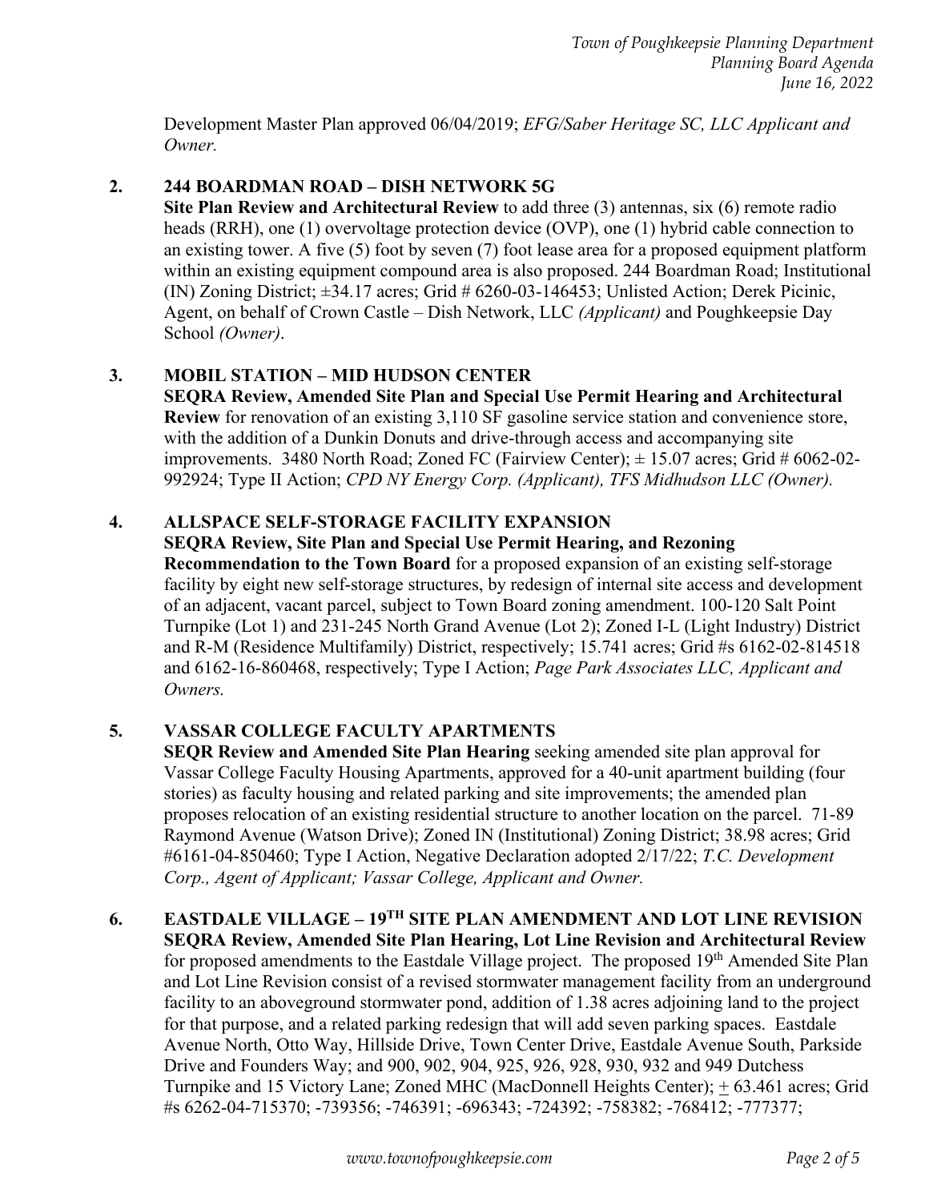Development Master Plan approved 06/04/2019; *EFG/Saber Heritage SC, LLC Applicant and Owner.*

2. **244 BOARDMAN ROAD – DISH NETWORK 5G**
   **Site Plan Review and Architectural Review** to add three (3) antennas, six (6) remote radio heads (RRH), one (1) overvoltage protection device (OVP), one (1) hybrid cable connection to an existing tower. A five (5) foot by seven (7) foot lease area for a proposed equipment platform within an existing equipment compound area is also proposed. 244 Boardman Road; Institutional (IN) Zoning District; ±34.17 acres; Grid # 6260-03-146453; Unlisted Action; Derek Picinic, Agent, on behalf of Crown Castle – Dish Network, LLC *(Applicant)* and Poughkeepsie Day School *(Owner)*.

3. **MOBIL STATION – MID HUDSON CENTER**
   **SEQRA Review, Amended Site Plan and Special Use Permit Hearing and Architectural Review** for renovation of an existing 3,110 SF gasoline service station and convenience store, with the addition of a Dunkin Donuts and drive-through access and accompanying site improvements. 3480 North Road; Zoned FC (Fairview Center); ± 15.07 acres; Grid # 6062-02-992924; Type II Action; *CPD NY Energy Corp. (Applicant), TFS Midhudson LLC (Owner).*

4. **ALLSPACE SELF-STORAGE FACILITY EXPANSION**
   **SEQRA Review, Site Plan and Special Use Permit Hearing, and Rezoning Recommendation to the Town Board** for a proposed expansion of an existing self-storage facility by eight new self-storage structures, by redesign of internal site access and development of an adjacent, vacant parcel, subject to Town Board zoning amendment. 100-120 Salt Point Turnpike (Lot 1) and 231-245 North Grand Avenue (Lot 2); Zoned I-L (Light Industry) District and R-M (Residence Multifamily) District, respectively; 15.741 acres; Grid #s 6162-02-814518 and 6162-16-860468, respectively; Type I Action; *Page Park Associates LLC, Applicant and Owners.*

5. **VASSAR COLLEGE FACULTY APARTMENTS**
   **SEQR Review and Amended Site Plan Hearing** seeking amended site plan approval for Vassar College Faculty Housing Apartments, approved for a 40-unit apartment building (four stories) as faculty housing and related parking and site improvements; the amended plan proposes relocation of an existing residential structure to another location on the parcel. 71-89 Raymond Avenue (Watson Drive); Zoned IN (Institutional) Zoning District; 38.98 acres; Grid #6161-04-850460; Type I Action, Negative Declaration adopted 2/17/22; *T.C. Development Corp., Agent of Applicant; Vassar College, Applicant and Owner.*

6. **EASTDALE VILLAGE – 19TH SITE PLAN AMENDMENT AND LOT LINE REVISION**
   **SEQRA Review, Amended Site Plan Hearing, Lot Line Revision and Architectural Review** for proposed amendments to the Eastdale Village project. The proposed 19th Amended Site Plan and Lot Line Revision consist of a revised stormwater management facility from an underground facility to an aboveground stormwater pond, addition of 1.38 acres adjoining land to the project for that purpose, and a related parking redesign that will add seven parking spaces. Eastdale Avenue North, Otto Way, Hillside Drive, Town Center Drive, Eastdale Avenue South, Parkside Drive and Founders Way; and 900, 902, 904, 925, 926, 928, 930, 932 and 949 Dutchess Turnpike and 15 Victory Lane; Zoned MHC (MacDonnell Heights Center); ± 63.461 acres; Grid #s 6262-04-715370; -739356; -746391; -696343; -724392; -758382; -768412; -777377;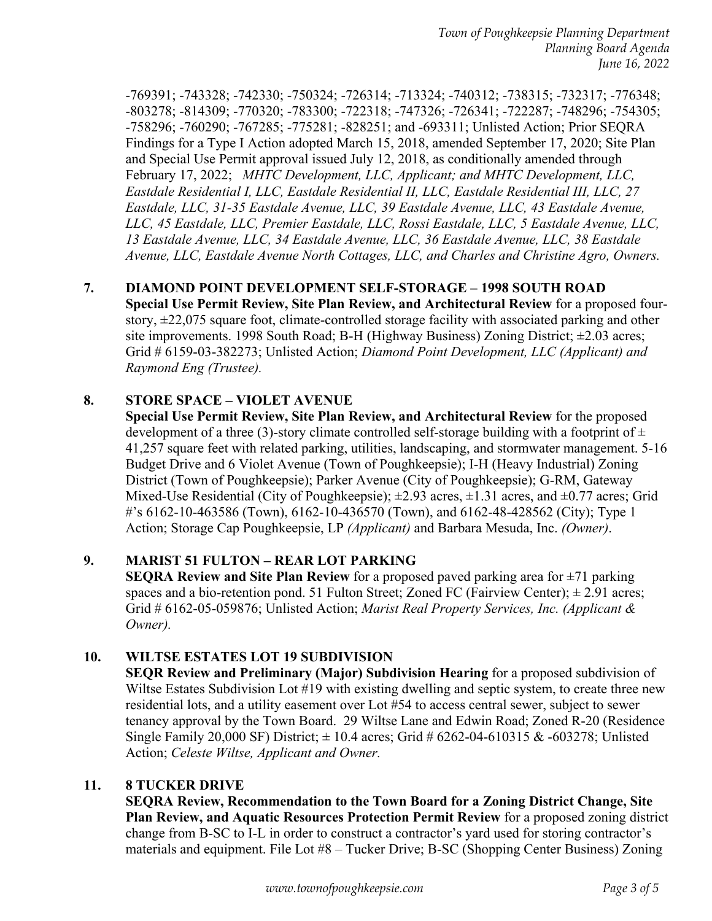-769391; -743328; -742330; -750324; -726314; -713324; -740312; -738315; -732317; -776348; -803278; -814309; -770320; -783300; -722318; -747326; -726341; -722287; -748296; -754305; -758296; -760290; -767285; -775281; -828251; and -693311; Unlisted Action; Prior SEQRA Findings for a Type I Action adopted March 15, 2018, amended September 17, 2020; Site Plan and Special Use Permit approval issued July 12, 2018, as conditionally amended through February 17, 2022; *MHTC Development, LLC, Applicant; and MHTC Development, LLC, Eastdale Residential I, LLC, Eastdale Residential II, LLC, Eastdale Residential III, LLC, 27 Eastdale, LLC, 31-35 Eastdale Avenue, LLC, 39 Eastdale Avenue, LLC, 43 Eastdale Avenue, LLC, 45 Eastdale, LLC, Premier Eastdale, LLC, Rossi Eastdale, LLC, 5 Eastdale Avenue, LLC, 13 Eastdale Avenue, LLC, 34 Eastdale Avenue, LLC, 36 Eastdale Avenue, LLC, 38 Eastdale Avenue, LLC, Eastdale Avenue North Cottages, LLC, and Charles and Christine Agro, Owners.*

**7. DIAMOND POINT DEVELOPMENT SELF-STORAGE – 1998 SOUTH ROAD**

**Special Use Permit Review, Site Plan Review, and Architectural Review** for a proposed four-story, ±22,075 square foot, climate-controlled storage facility with associated parking and other site improvements. 1998 South Road; B-H (Highway Business) Zoning District; ±2.03 acres; Grid # 6159-03-382273; Unlisted Action; *Diamond Point Development, LLC (Applicant) and Raymond Eng (Trustee).*

**8. STORE SPACE – VIOLET AVENUE**

**Special Use Permit Review, Site Plan Review, and Architectural Review** for the proposed development of a three (3)-story climate controlled self-storage building with a footprint of ± 41,257 square feet with related parking, utilities, landscaping, and stormwater management. 5-16 Budget Drive and 6 Violet Avenue (Town of Poughkeepsie); I-H (Heavy Industrial) Zoning District (Town of Poughkeepsie); Parker Avenue (City of Poughkeepsie); G-RM, Gateway Mixed-Use Residential (City of Poughkeepsie); ±2.93 acres, ±1.31 acres, and ±0.77 acres; Grid #'s 6162-10-463586 (Town), 6162-10-436570 (Town), and 6162-48-428562 (City); Type 1 Action; Storage Cap Poughkeepsie, LP *(Applicant)* and Barbara Mesuda, Inc. *(Owner)*.

**9. MARIST 51 FULTON – REAR LOT PARKING**

**SEQRA Review and Site Plan Review** for a proposed paved parking area for ±71 parking spaces and a bio-retention pond. 51 Fulton Street; Zoned FC (Fairview Center); ± 2.91 acres; Grid # 6162-05-059876; Unlisted Action; *Marist Real Property Services, Inc. (Applicant & Owner).*

**10. WILTSE ESTATES LOT 19 SUBDIVISION**

**SEQR Review and Preliminary (Major) Subdivision Hearing** for a proposed subdivision of Wiltse Estates Subdivision Lot #19 with existing dwelling and septic system, to create three new residential lots, and a utility easement over Lot #54 to access central sewer, subject to sewer tenancy approval by the Town Board. 29 Wiltse Lane and Edwin Road; Zoned R-20 (Residence Single Family 20,000 SF) District; ± 10.4 acres; Grid # 6262-04-610315 & -603278; Unlisted Action; *Celeste Wiltse, Applicant and Owner.*

**11. 8 TUCKER DRIVE**

**SEQRA Review, Recommendation to the Town Board for a Zoning District Change, Site Plan Review, and Aquatic Resources Protection Permit Review** for a proposed zoning district change from B-SC to I-L in order to construct a contractor's yard used for storing contractor's materials and equipment. File Lot #8 – Tucker Drive; B-SC (Shopping Center Business) Zoning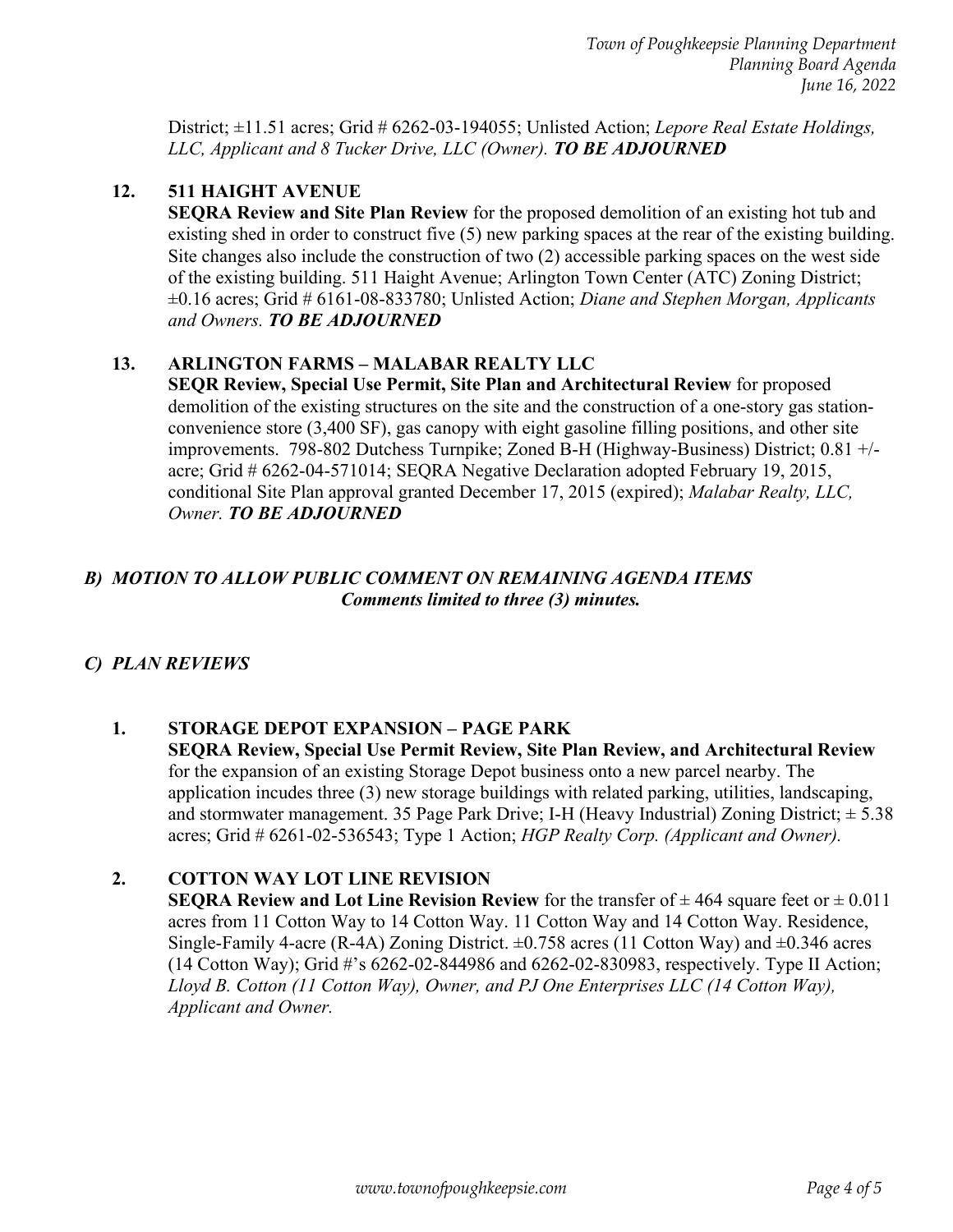District; ±11.51 acres; Grid # 6262-03-194055; Unlisted Action; *Lepore Real Estate Holdings, LLC, Applicant and 8 Tucker Drive, LLC (Owner).* ***TO BE ADJOURNED***

**12. 511 HAIGHT AVENUE**

**SEQRA Review and Site Plan Review** for the proposed demolition of an existing hot tub and existing shed in order to construct five (5) new parking spaces at the rear of the existing building. Site changes also include the construction of two (2) accessible parking spaces on the west side of the existing building. 511 Haight Avenue; Arlington Town Center (ATC) Zoning District; ±0.16 acres; Grid # 6161-08-833780; Unlisted Action; *Diane and Stephen Morgan, Applicants and Owners.* ***TO BE ADJOURNED***

**13. ARLINGTON FARMS – MALABAR REALTY LLC**

**SEQR Review, Special Use Permit, Site Plan and Architectural Review** for proposed demolition of the existing structures on the site and the construction of a one-story gas station-convenience store (3,400 SF), gas canopy with eight gasoline filling positions, and other site improvements. 798-802 Dutchess Turnpike; Zoned B-H (Highway-Business) District; 0.81 +/- acre; Grid # 6262-04-571014; SEQRA Negative Declaration adopted February 19, 2015, conditional Site Plan approval granted December 17, 2015 (expired); *Malabar Realty, LLC, Owner.* ***TO BE ADJOURNED***

## *B) MOTION TO ALLOW PUBLIC COMMENT ON REMAINING AGENDA ITEMS*

***Comments limited to three (3) minutes.***

## *C) PLAN REVIEWS*

**1. STORAGE DEPOT EXPANSION – PAGE PARK**

**SEQRA Review, Special Use Permit Review, Site Plan Review, and Architectural Review** for the expansion of an existing Storage Depot business onto a new parcel nearby. The application incudes three (3) new storage buildings with related parking, utilities, landscaping, and stormwater management. 35 Page Park Drive; I-H (Heavy Industrial) Zoning District; ± 5.38 acres; Grid # 6261-02-536543; Type 1 Action; *HGP Realty Corp. (Applicant and Owner).*

**2. COTTON WAY LOT LINE REVISION**

**SEQRA Review and Lot Line Revision Review** for the transfer of ± 464 square feet or ± 0.011 acres from 11 Cotton Way to 14 Cotton Way. 11 Cotton Way and 14 Cotton Way. Residence, Single-Family 4-acre (R-4A) Zoning District. ±0.758 acres (11 Cotton Way) and ±0.346 acres (14 Cotton Way); Grid #'s 6262-02-844986 and 6262-02-830983, respectively. Type II Action; *Lloyd B. Cotton (11 Cotton Way), Owner, and PJ One Enterprises LLC (14 Cotton Way), Applicant and Owner.*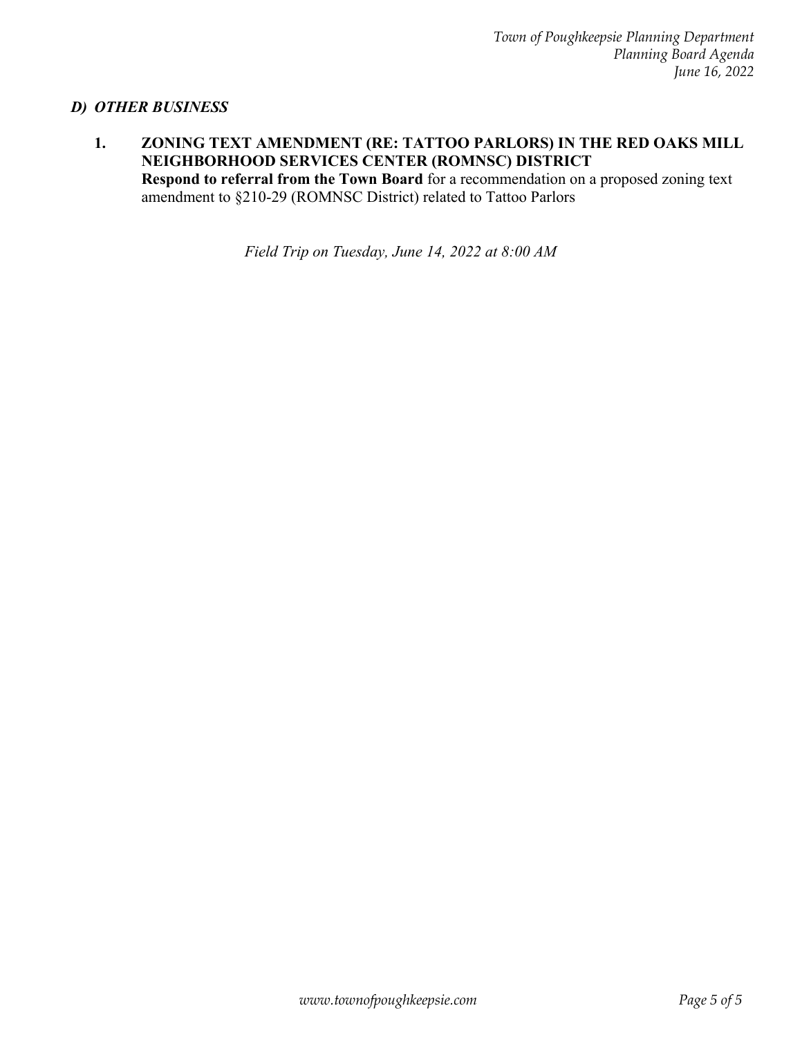## *D) OTHER BUSINESS*

1. **ZONING TEXT AMENDMENT (RE: TATTOO PARLORS) IN THE RED OAKS MILL NEIGHBORHOOD SERVICES CENTER (ROMNSC) DISTRICT**
   **Respond to referral from the Town Board** for a recommendation on a proposed zoning text amendment to §210-29 (ROMNSC District) related to Tattoo Parlors

*Field Trip on Tuesday, June 14, 2022 at 8:00 AM*